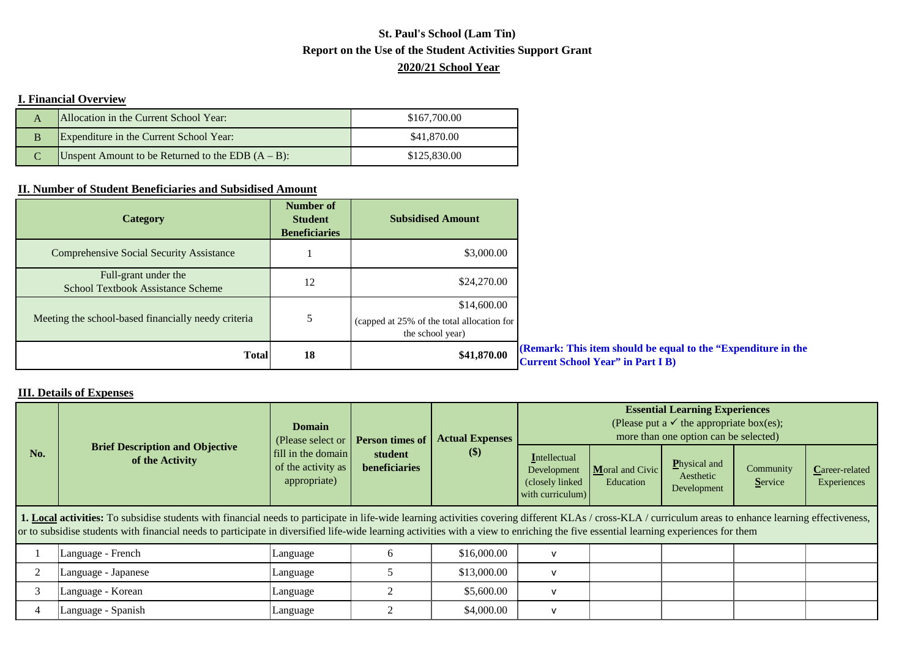**St. Paul's School (Lam Tin)**

**Report on the Use of the Student Activities Support Grant**

**2020/21 School Year**

## I. Financial Overview

| | | |
|---|---|---|
| A | Allocation in the Current School Year: | $167,700.00 |
| B | Expenditure in the Current School Year: | $41,870.00 |
| C | Unspent Amount to be Returned to the EDB (A – B): | $125,830.00 |

## II. Number of Student Beneficiaries and Subsidised Amount

| Category | Number of Student Beneficiaries | Subsidised Amount |
|---|---|---|
| Comprehensive Social Security Assistance | 1 | $3,000.00 |
| Full-grant under the School Textbook Assistance Scheme | 12 | $24,270.00 |
| Meeting the school-based financially needy criteria | 5 | $14,600.00 (capped at 25% of the total allocation for the school year) |
| **Total** | **18** | **$41,870.00** |

**(Remark: This item should be equal to the "Expenditure in the Current School Year" in Part I B)**

## III. Details of Expenses

| No. | Brief Description and Objective of the Activity | Domain (Please select or fill in the domain of the activity as appropriate) | Person times of student beneficiaries | Actual Expenses ($) | Essential Learning Experiences (Please put a ✓ the appropriate box(es); more than one option can be selected) | | | | |
|---|---|---|---|---|---|---|---|---|---|
| | | | | | Intellectual Development (closely linked with curriculum) | Moral and Civic Education | Physical and Aesthetic Development | Community Service | Career-related Experiences |
| **1. Local activities:** To subsidise students with financial needs to participate in life-wide learning activities covering different KLAs / cross-KLA / curriculum areas to enhance learning effectiveness, or to subsidise students with financial needs to participate in diversified life-wide learning activities with a view to enriching the five essential learning experiences for them | | | | | | | | | |
| 1 | Language - French | Language | 6 | $16,000.00 | v | | | | |
| 2 | Language - Japanese | Language | 5 | $13,000.00 | v | | | | |
| 3 | Language - Korean | Language | 2 | $5,600.00 | v | | | | |
| 4 | Language - Spanish | Language | 2 | $4,000.00 | v | | | | |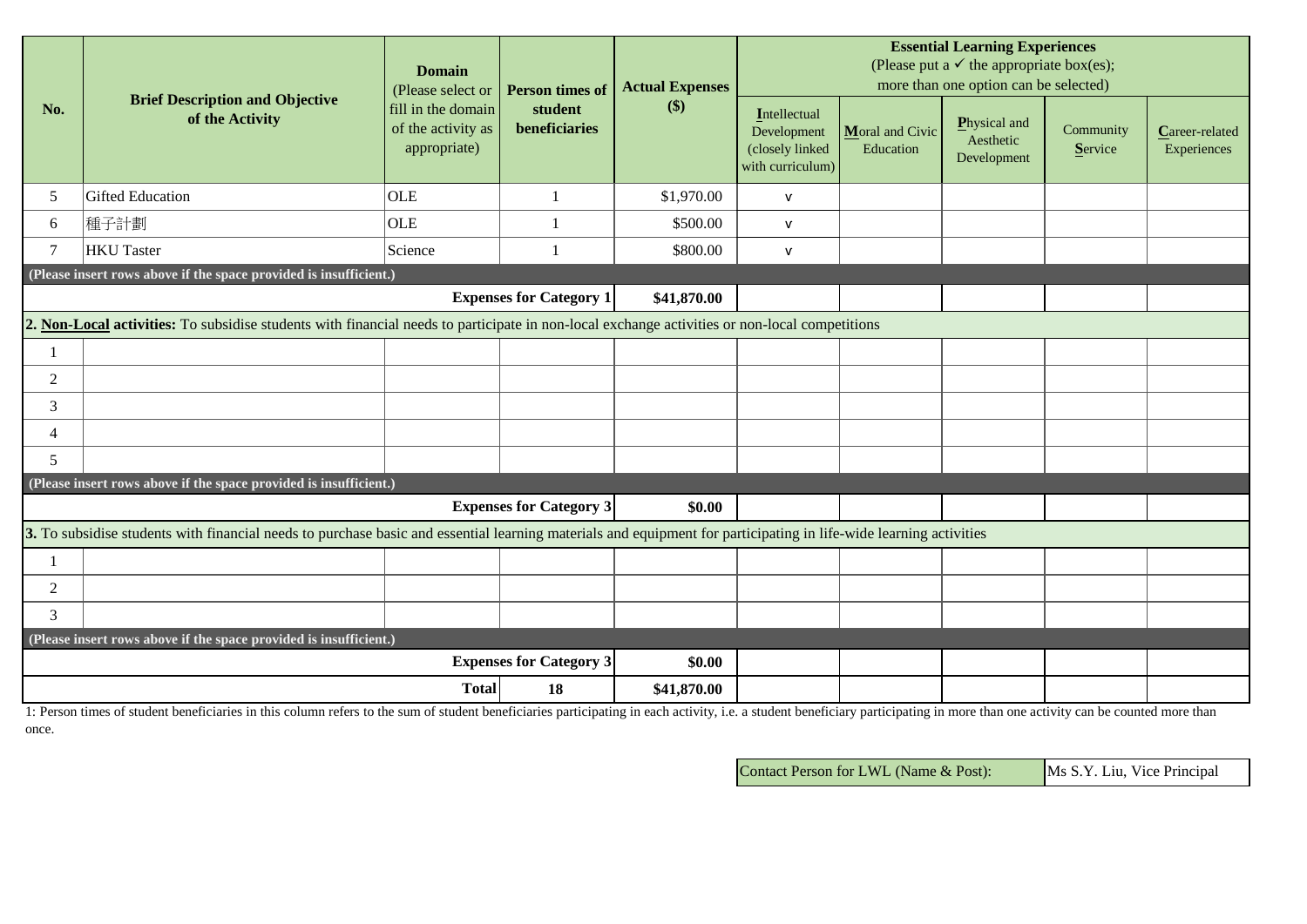| No. | Brief Description and Objective of the Activity | Domain (Please select or fill in the domain of the activity as appropriate) | Person times of student beneficiaries | Actual Expenses ($) | Essential Learning Experiences (Please put a ✓ the appropriate box(es); more than one option can be selected) | | | | |
|---|---|---|---|---|---|---|---|---|---|
| | | | | | Intellectual Development (closely linked with curriculum) | Moral and Civic Education | Physical and Aesthetic Development | Community Service | Career-related Experiences |
| 5 | Gifted Education | OLE | 1 | $1,970.00 | v | | | | |
| 6 | 種子計劃 | OLE | 1 | $500.00 | v | | | | |
| 7 | HKU Taster | Science | 1 | $800.00 | v | | | | |
| **(Please insert rows above if the space provided is insufficient.)** | | | | | | | | | |
| | | | **Expenses for Category 1** | **$41,870.00** | | | | | |
| **2. Non-Local activities:** To subsidise students with financial needs to participate in non-local exchange activities or non-local competitions | | | | | | | | | |
| 1 | | | | | | | | | |
| 2 | | | | | | | | | |
| 3 | | | | | | | | | |
| 4 | | | | | | | | | |
| 5 | | | | | | | | | |
| **(Please insert rows above if the space provided is insufficient.)** | | | | | | | | | |
| | | | **Expenses for Category 3** | **$0.00** | | | | | |
| **3.** To subsidise students with financial needs to purchase basic and essential learning materials and equipment for participating in life-wide learning activities | | | | | | | | | |
| 1 | | | | | | | | | |
| 2 | | | | | | | | | |
| 3 | | | | | | | | | |
| **(Please insert rows above if the space provided is insufficient.)** | | | | | | | | | |
| | | | **Expenses for Category 3** | **$0.00** | | | | | |
| | | **Total** | **18** | **$41,870.00** | | | | | |

1: Person times of student beneficiaries in this column refers to the sum of student beneficiaries participating in each activity, i.e. a student beneficiary participating in more than one activity can be counted more than once.

| Contact Person for LWL (Name & Post): | Ms S.Y. Liu, Vice Principal |
|---|---|